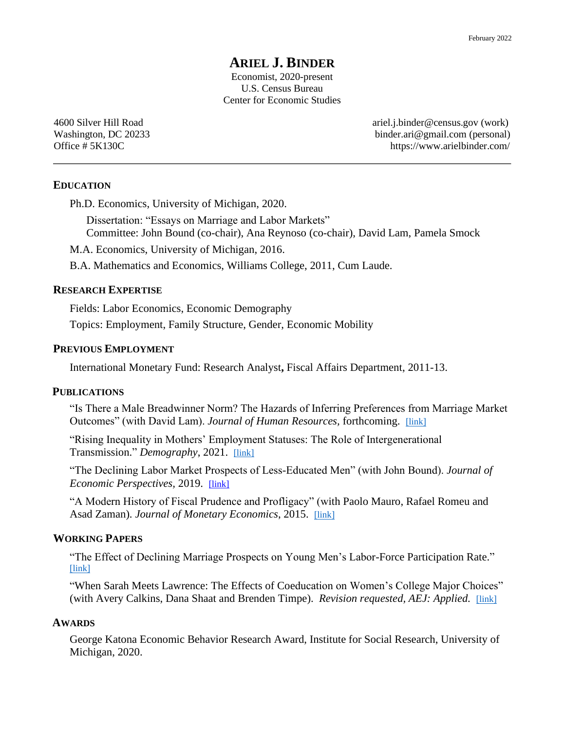February 2022

# ARIEL J. BINDER

Economist, 2020-present
U.S. Census Bureau
Center for Economic Studies

4600 Silver Hill Road
Washington, DC 20233
Office # 5K130C

ariel.j.binder@census.gov (work)
binder.ari@gmail.com (personal)
https://www.arielbinder.com/

---

## EDUCATION

Ph.D. Economics, University of Michigan, 2020.

Dissertation: "Essays on Marriage and Labor Markets"
Committee: John Bound (co-chair), Ana Reynoso (co-chair), David Lam, Pamela Smock

M.A. Economics, University of Michigan, 2016.

B.A. Mathematics and Economics, Williams College, 2011, Cum Laude.

## RESEARCH EXPERTISE

Fields: Labor Economics, Economic Demography

Topics: Employment, Family Structure, Gender, Economic Mobility

## PREVIOUS EMPLOYMENT

International Monetary Fund: Research Analyst**,** Fiscal Affairs Department, 2011-13.

## PUBLICATIONS

"Is There a Male Breadwinner Norm? The Hazards of Inferring Preferences from Marriage Market Outcomes" (with David Lam). *Journal of Human Resources*, forthcoming. [link]

"Rising Inequality in Mothers' Employment Statuses: The Role of Intergenerational Transmission." *Demography*, 2021. [link]

"The Declining Labor Market Prospects of Less-Educated Men" (with John Bound). *Journal of Economic Perspectives,* 2019. [link]

"A Modern History of Fiscal Prudence and Profligacy" (with Paolo Mauro, Rafael Romeu and Asad Zaman). *Journal of Monetary Economics*, 2015. [link]

## WORKING PAPERS

"The Effect of Declining Marriage Prospects on Young Men's Labor-Force Participation Rate." [link]

"When Sarah Meets Lawrence: The Effects of Coeducation on Women's College Major Choices" (with Avery Calkins, Dana Shaat and Brenden Timpe). *Revision requested, AEJ: Applied.* [link]

## AWARDS

George Katona Economic Behavior Research Award, Institute for Social Research, University of Michigan, 2020.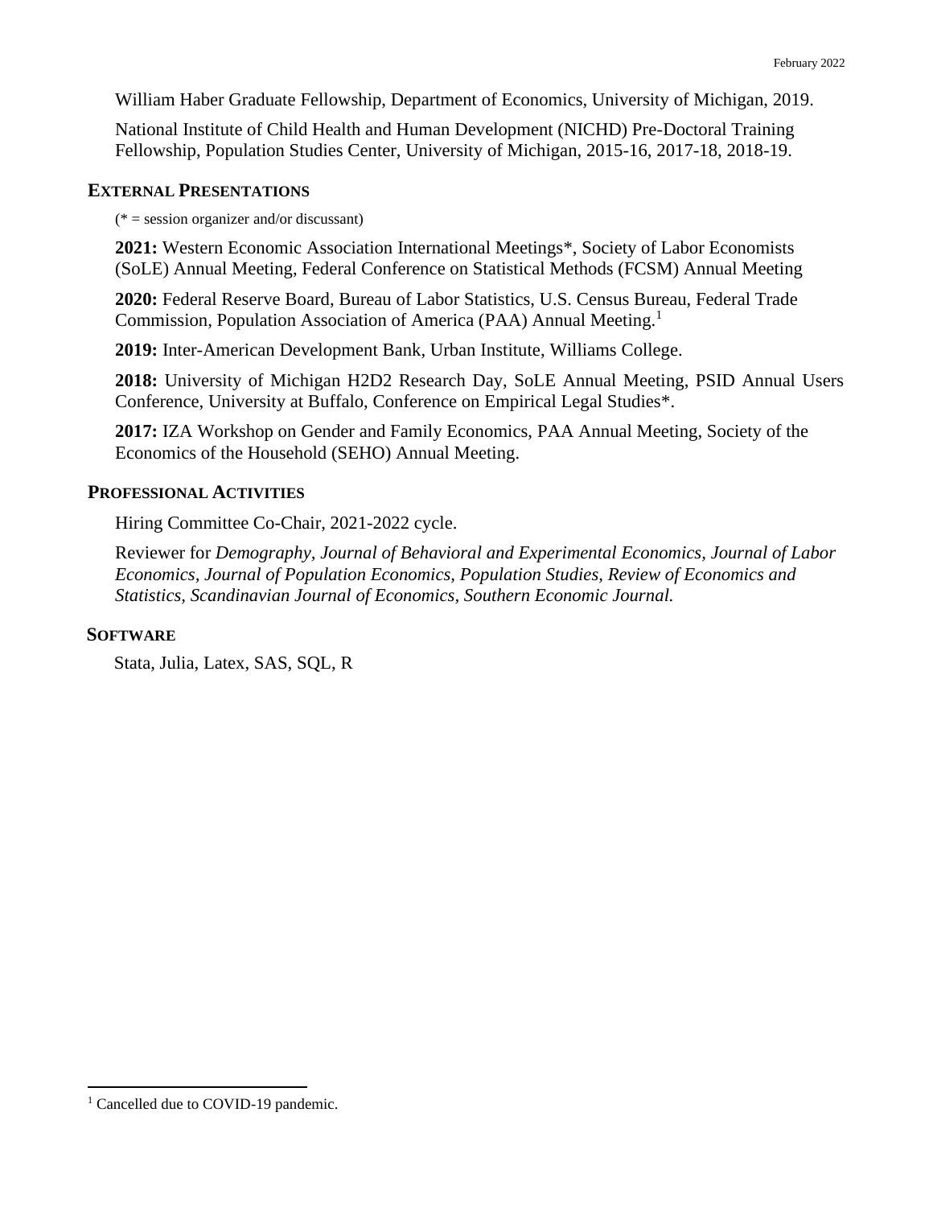William Haber Graduate Fellowship, Department of Economics, University of Michigan, 2019.

National Institute of Child Health and Human Development (NICHD) Pre-Doctoral Training Fellowship, Population Studies Center, University of Michigan, 2015-16, 2017-18, 2018-19.

## EXTERNAL PRESENTATIONS

(* = session organizer and/or discussant)

**2021:** Western Economic Association International Meetings*, Society of Labor Economists (SoLE) Annual Meeting, Federal Conference on Statistical Methods (FCSM) Annual Meeting

**2020:** Federal Reserve Board, Bureau of Labor Statistics, U.S. Census Bureau, Federal Trade Commission, Population Association of America (PAA) Annual Meeting.[1]

**2019:** Inter-American Development Bank, Urban Institute, Williams College.

**2018:** University of Michigan H2D2 Research Day, SoLE Annual Meeting, PSID Annual Users Conference, University at Buffalo, Conference on Empirical Legal Studies*.

**2017:** IZA Workshop on Gender and Family Economics, PAA Annual Meeting, Society of the Economics of the Household (SEHO) Annual Meeting.

## PROFESSIONAL ACTIVITIES

Hiring Committee Co-Chair, 2021-2022 cycle.

Reviewer for *Demography, Journal of Behavioral and Experimental Economics, Journal of Labor Economics, Journal of Population Economics, Population Studies, Review of Economics and Statistics, Scandinavian Journal of Economics, Southern Economic Journal.*

## SOFTWARE

Stata, Julia, Latex, SAS, SQL, R

[1] Cancelled due to COVID-19 pandemic.